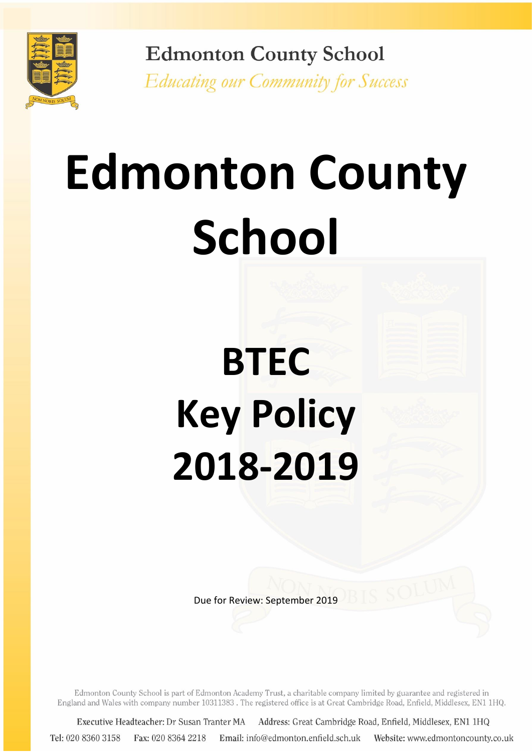Edmonton County School

*Educating our Community for Success*

# Edmonton County School

# BTEC Key Policy 2018-2019

Due for Review: September 2019

Edmonton County School is part of Edmonton Academy Trust, a charitable company limited by guarantee and registered in England and Wales with company number 10311383 . The registered office is at Great Cambridge Road, Enfield, Middlesex, EN1 1HQ.

Executive Headteacher: Dr Susan Tranter MA Address: Great Cambridge Road, Enfield, Middlesex, EN1 1HQ

Tel: 020 8360 3158 Fax: 020 8364 2218 Email: info@edmonton.enfield.sch.uk Website: www.edmontoncounty.co.uk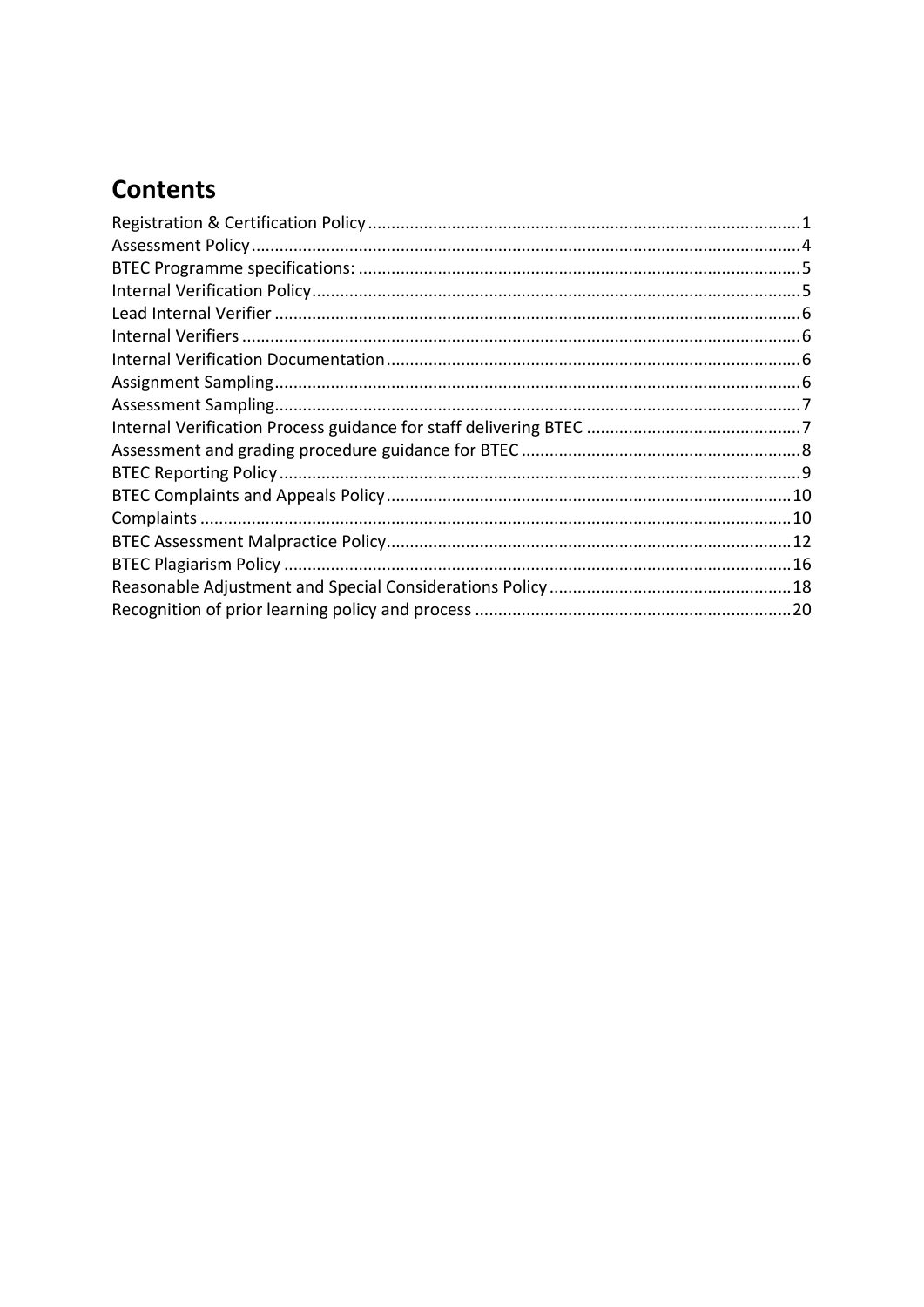# Contents

Registration & Certification Policy ....................................................................................... 1
Assessment Policy ................................................................................................................ 4
BTEC Programme specifications: .......................................................................................... 5
Internal Verification Policy .................................................................................................... 5
Lead Internal Verifier ............................................................................................................ 6
Internal Verifiers ................................................................................................................... 6
Internal Verification Documentation ..................................................................................... 6
Assignment Sampling ............................................................................................................ 6
Assessment Sampling ............................................................................................................ 7
Internal Verification Process guidance for staff delivering BTEC ........................................... 7
Assessment and grading procedure guidance for BTEC ......................................................... 8
BTEC Reporting Policy ........................................................................................................... 9
BTEC Complaints and Appeals Policy ................................................................................... 10
Complaints .......................................................................................................................... 10
BTEC Assessment Malpractice Policy ................................................................................... 12
BTEC Plagiarism Policy ........................................................................................................ 16
Reasonable Adjustment and Special Considerations Policy ................................................. 18
Recognition of prior learning policy and process ................................................................ 20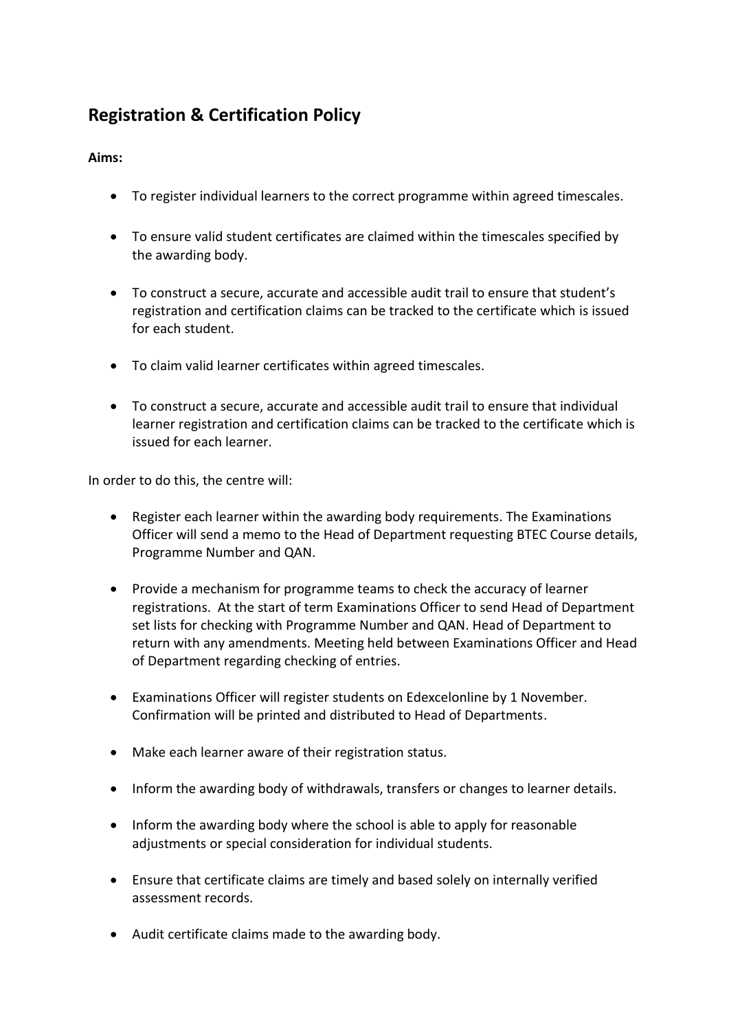## Registration & Certification Policy

**Aims:**

- To register individual learners to the correct programme within agreed timescales.
- To ensure valid student certificates are claimed within the timescales specified by the awarding body.
- To construct a secure, accurate and accessible audit trail to ensure that student's registration and certification claims can be tracked to the certificate which is issued for each student.
- To claim valid learner certificates within agreed timescales.
- To construct a secure, accurate and accessible audit trail to ensure that individual learner registration and certification claims can be tracked to the certificate which is issued for each learner.

In order to do this, the centre will:

- Register each learner within the awarding body requirements. The Examinations Officer will send a memo to the Head of Department requesting BTEC Course details, Programme Number and QAN.
- Provide a mechanism for programme teams to check the accuracy of learner registrations. At the start of term Examinations Officer to send Head of Department set lists for checking with Programme Number and QAN. Head of Department to return with any amendments. Meeting held between Examinations Officer and Head of Department regarding checking of entries.
- Examinations Officer will register students on Edexcelonline by 1 November. Confirmation will be printed and distributed to Head of Departments.
- Make each learner aware of their registration status.
- Inform the awarding body of withdrawals, transfers or changes to learner details.
- Inform the awarding body where the school is able to apply for reasonable adjustments or special consideration for individual students.
- Ensure that certificate claims are timely and based solely on internally verified assessment records.
- Audit certificate claims made to the awarding body.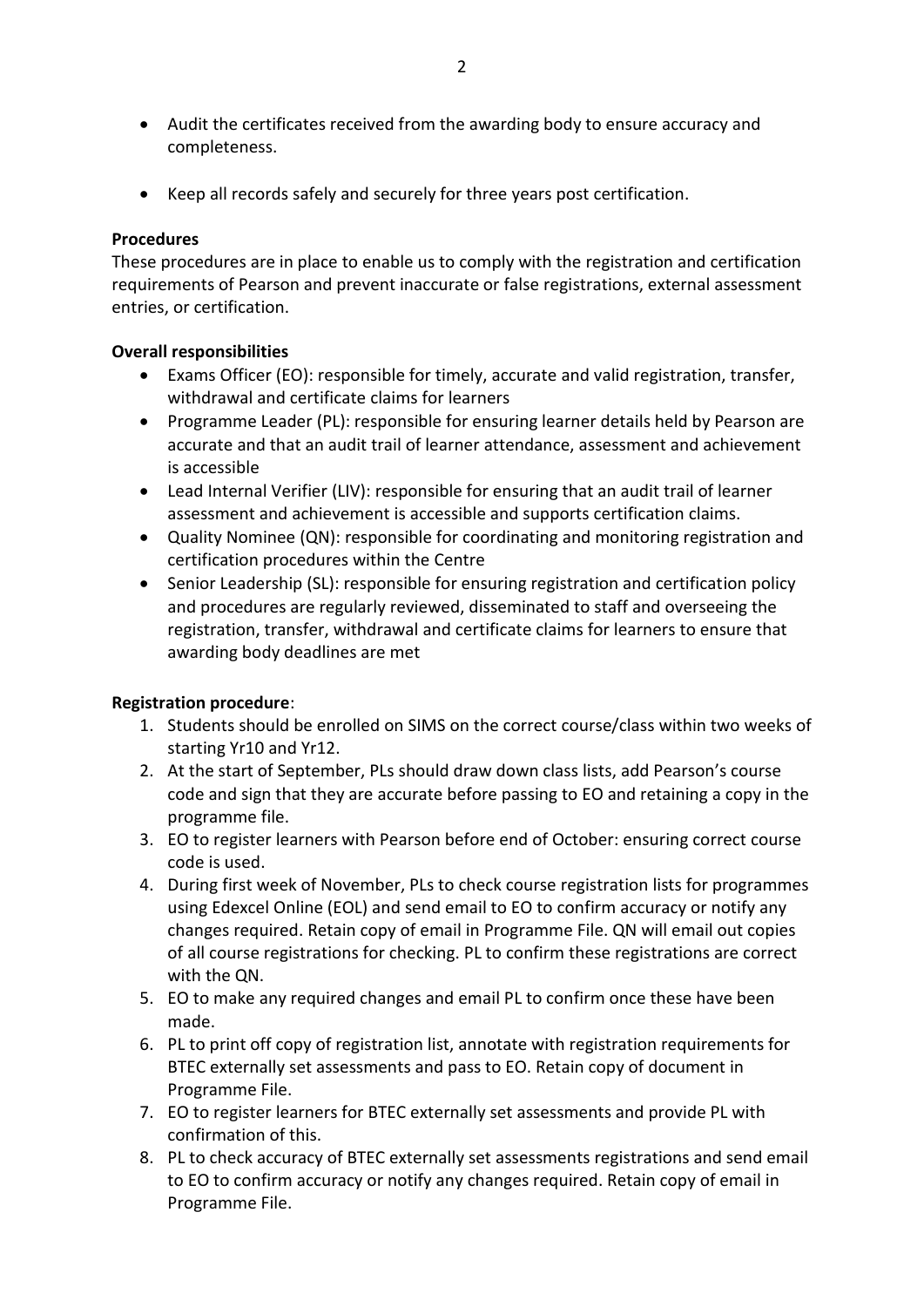- Audit the certificates received from the awarding body to ensure accuracy and completeness.
- Keep all records safely and securely for three years post certification.

**Procedures**

These procedures are in place to enable us to comply with the registration and certification requirements of Pearson and prevent inaccurate or false registrations, external assessment entries, or certification.

**Overall responsibilities**

- Exams Officer (EO): responsible for timely, accurate and valid registration, transfer, withdrawal and certificate claims for learners
- Programme Leader (PL): responsible for ensuring learner details held by Pearson are accurate and that an audit trail of learner attendance, assessment and achievement is accessible
- Lead Internal Verifier (LIV): responsible for ensuring that an audit trail of learner assessment and achievement is accessible and supports certification claims.
- Quality Nominee (QN): responsible for coordinating and monitoring registration and certification procedures within the Centre
- Senior Leadership (SL): responsible for ensuring registration and certification policy and procedures are regularly reviewed, disseminated to staff and overseeing the registration, transfer, withdrawal and certificate claims for learners to ensure that awarding body deadlines are met

**Registration procedure**:

1. Students should be enrolled on SIMS on the correct course/class within two weeks of starting Yr10 and Yr12.
2. At the start of September, PLs should draw down class lists, add Pearson's course code and sign that they are accurate before passing to EO and retaining a copy in the programme file.
3. EO to register learners with Pearson before end of October: ensuring correct course code is used.
4. During first week of November, PLs to check course registration lists for programmes using Edexcel Online (EOL) and send email to EO to confirm accuracy or notify any changes required. Retain copy of email in Programme File. QN will email out copies of all course registrations for checking. PL to confirm these registrations are correct with the QN.
5. EO to make any required changes and email PL to confirm once these have been made.
6. PL to print off copy of registration list, annotate with registration requirements for BTEC externally set assessments and pass to EO. Retain copy of document in Programme File.
7. EO to register learners for BTEC externally set assessments and provide PL with confirmation of this.
8. PL to check accuracy of BTEC externally set assessments registrations and send email to EO to confirm accuracy or notify any changes required. Retain copy of email in Programme File.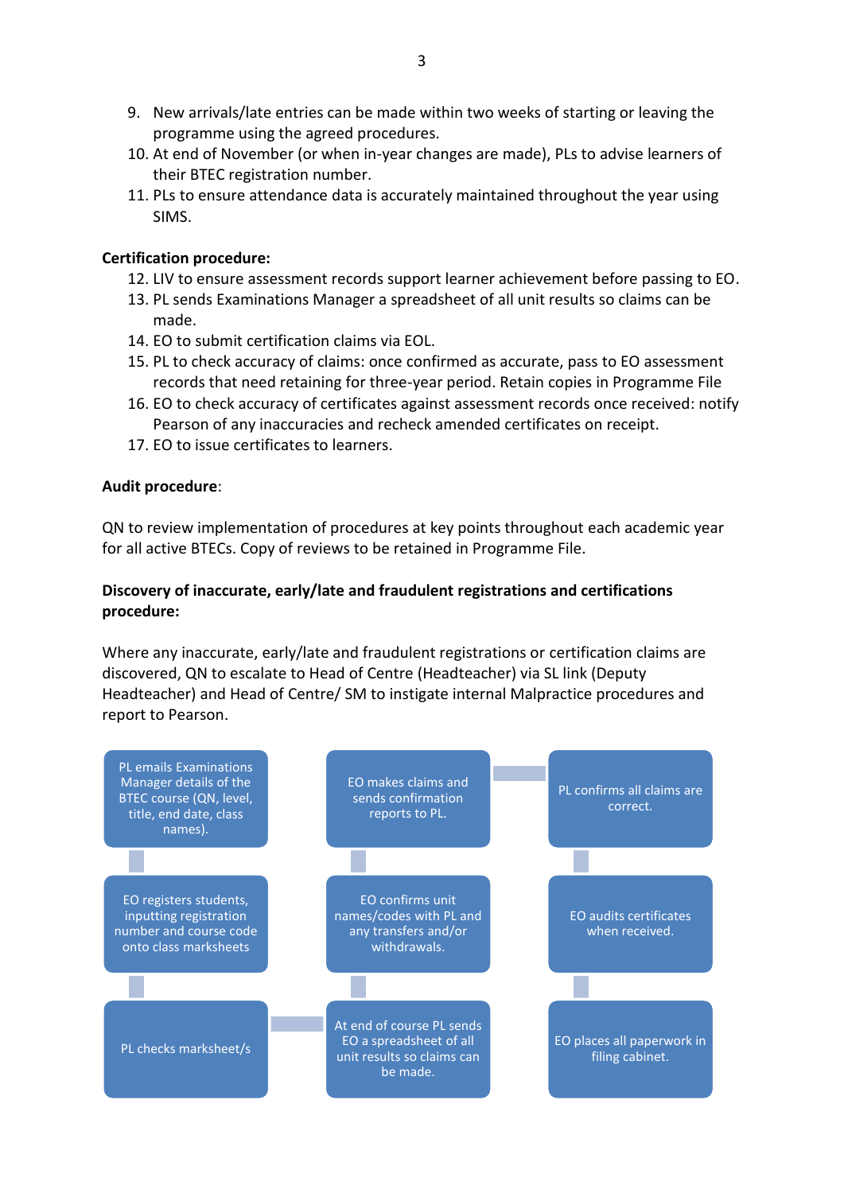9. New arrivals/late entries can be made within two weeks of starting or leaving the programme using the agreed procedures.
10. At end of November (or when in-year changes are made), PLs to advise learners of their BTEC registration number.
11. PLs to ensure attendance data is accurately maintained throughout the year using SIMS.

**Certification procedure:**

12. LIV to ensure assessment records support learner achievement before passing to EO.
13. PL sends Examinations Manager a spreadsheet of all unit results so claims can be made.
14. EO to submit certification claims via EOL.
15. PL to check accuracy of claims: once confirmed as accurate, pass to EO assessment records that need retaining for three-year period. Retain copies in Programme File
16. EO to check accuracy of certificates against assessment records once received: notify Pearson of any inaccuracies and recheck amended certificates on receipt.
17. EO to issue certificates to learners.

**Audit procedure**:

QN to review implementation of procedures at key points throughout each academic year for all active BTECs. Copy of reviews to be retained in Programme File.

**Discovery of inaccurate, early/late and fraudulent registrations and certifications procedure:**

Where any inaccurate, early/late and fraudulent registrations or certification claims are discovered, QN to escalate to Head of Centre (Headteacher) via SL link (Deputy Headteacher) and Head of Centre/ SM to instigate internal Malpractice procedures and report to Pearson.

1. PL emails Examinations Manager details of the BTEC course (QN, level, title, end date, class names).
2. EO registers students, inputting registration number and course code onto class marksheets
3. PL checks marksheet/s
4. At end of course PL sends EO a spreadsheet of all unit results so claims can be made.
5. EO confirms unit names/codes with PL and any transfers and/or withdrawals.
6. EO makes claims and sends confirmation reports to PL.
7. PL confirms all claims are correct.
8. EO audits certificates when received.
9. EO places all paperwork in filing cabinet.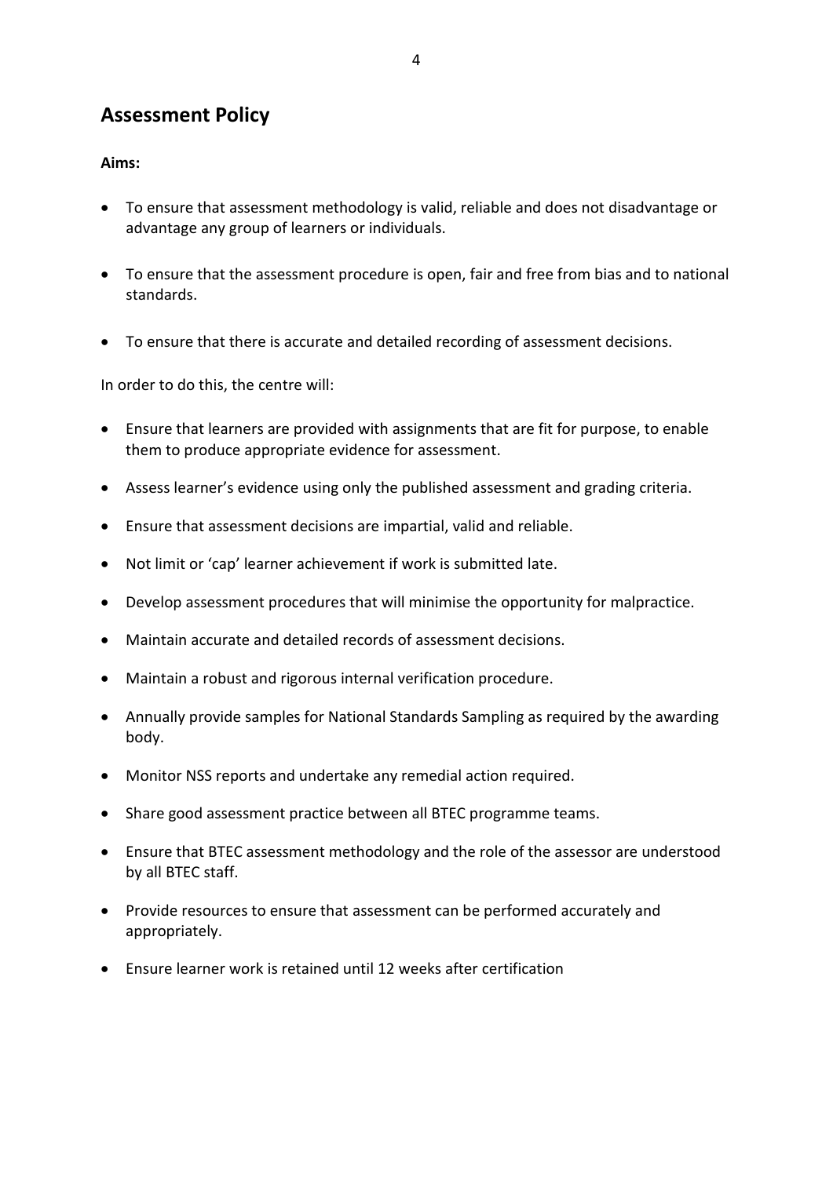## Assessment Policy

**Aims:**

- To ensure that assessment methodology is valid, reliable and does not disadvantage or advantage any group of learners or individuals.
- To ensure that the assessment procedure is open, fair and free from bias and to national standards.
- To ensure that there is accurate and detailed recording of assessment decisions.

In order to do this, the centre will:

- Ensure that learners are provided with assignments that are fit for purpose, to enable them to produce appropriate evidence for assessment.
- Assess learner's evidence using only the published assessment and grading criteria.
- Ensure that assessment decisions are impartial, valid and reliable.
- Not limit or 'cap' learner achievement if work is submitted late.
- Develop assessment procedures that will minimise the opportunity for malpractice.
- Maintain accurate and detailed records of assessment decisions.
- Maintain a robust and rigorous internal verification procedure.
- Annually provide samples for National Standards Sampling as required by the awarding body.
- Monitor NSS reports and undertake any remedial action required.
- Share good assessment practice between all BTEC programme teams.
- Ensure that BTEC assessment methodology and the role of the assessor are understood by all BTEC staff.
- Provide resources to ensure that assessment can be performed accurately and appropriately.
- Ensure learner work is retained until 12 weeks after certification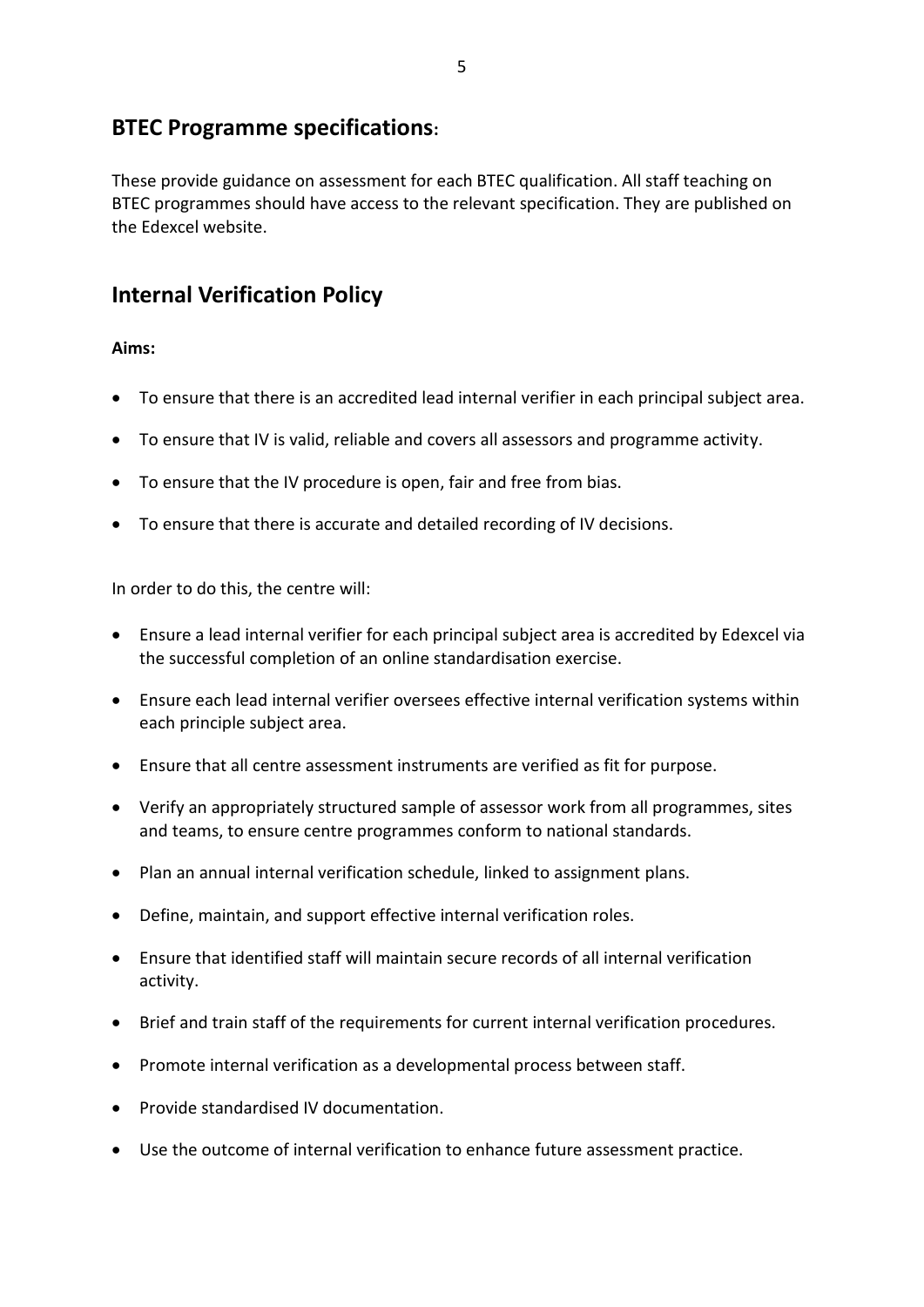## BTEC Programme specifications:

These provide guidance on assessment for each BTEC qualification. All staff teaching on BTEC programmes should have access to the relevant specification. They are published on the Edexcel website.

## Internal Verification Policy

**Aims:**

- To ensure that there is an accredited lead internal verifier in each principal subject area.
- To ensure that IV is valid, reliable and covers all assessors and programme activity.
- To ensure that the IV procedure is open, fair and free from bias.
- To ensure that there is accurate and detailed recording of IV decisions.

In order to do this, the centre will:

- Ensure a lead internal verifier for each principal subject area is accredited by Edexcel via the successful completion of an online standardisation exercise.
- Ensure each lead internal verifier oversees effective internal verification systems within each principle subject area.
- Ensure that all centre assessment instruments are verified as fit for purpose.
- Verify an appropriately structured sample of assessor work from all programmes, sites and teams, to ensure centre programmes conform to national standards.
- Plan an annual internal verification schedule, linked to assignment plans.
- Define, maintain, and support effective internal verification roles.
- Ensure that identified staff will maintain secure records of all internal verification activity.
- Brief and train staff of the requirements for current internal verification procedures.
- Promote internal verification as a developmental process between staff.
- Provide standardised IV documentation.
- Use the outcome of internal verification to enhance future assessment practice.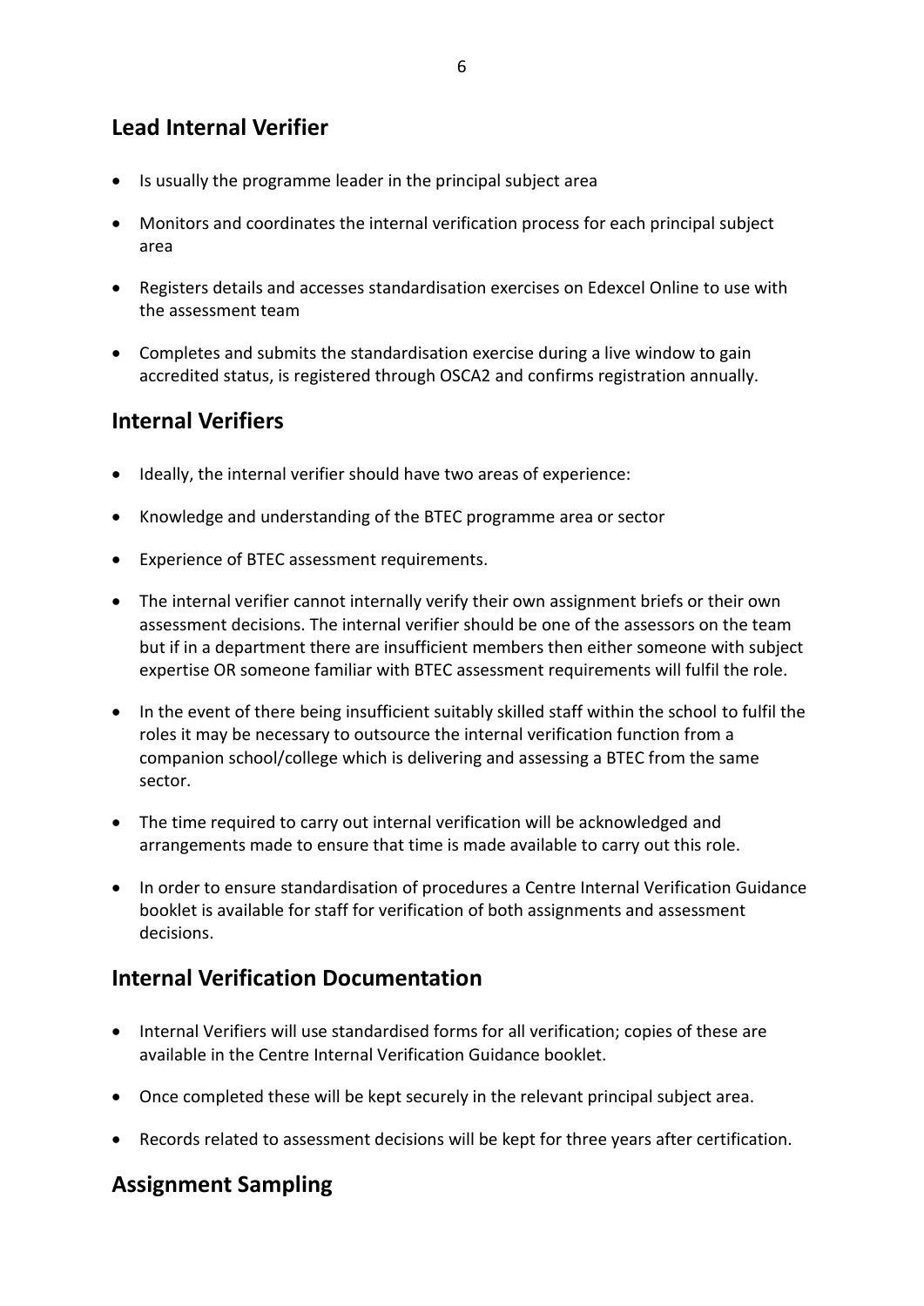## Lead Internal Verifier

- Is usually the programme leader in the principal subject area
- Monitors and coordinates the internal verification process for each principal subject area
- Registers details and accesses standardisation exercises on Edexcel Online to use with the assessment team
- Completes and submits the standardisation exercise during a live window to gain accredited status, is registered through OSCA2 and confirms registration annually.

## Internal Verifiers

- Ideally, the internal verifier should have two areas of experience:
- Knowledge and understanding of the BTEC programme area or sector
- Experience of BTEC assessment requirements.
- The internal verifier cannot internally verify their own assignment briefs or their own assessment decisions. The internal verifier should be one of the assessors on the team but if in a department there are insufficient members then either someone with subject expertise OR someone familiar with BTEC assessment requirements will fulfil the role.
- In the event of there being insufficient suitably skilled staff within the school to fulfil the roles it may be necessary to outsource the internal verification function from a companion school/college which is delivering and assessing a BTEC from the same sector.
- The time required to carry out internal verification will be acknowledged and arrangements made to ensure that time is made available to carry out this role.
- In order to ensure standardisation of procedures a Centre Internal Verification Guidance booklet is available for staff for verification of both assignments and assessment decisions.

## Internal Verification Documentation

- Internal Verifiers will use standardised forms for all verification; copies of these are available in the Centre Internal Verification Guidance booklet.
- Once completed these will be kept securely in the relevant principal subject area.
- Records related to assessment decisions will be kept for three years after certification.

## Assignment Sampling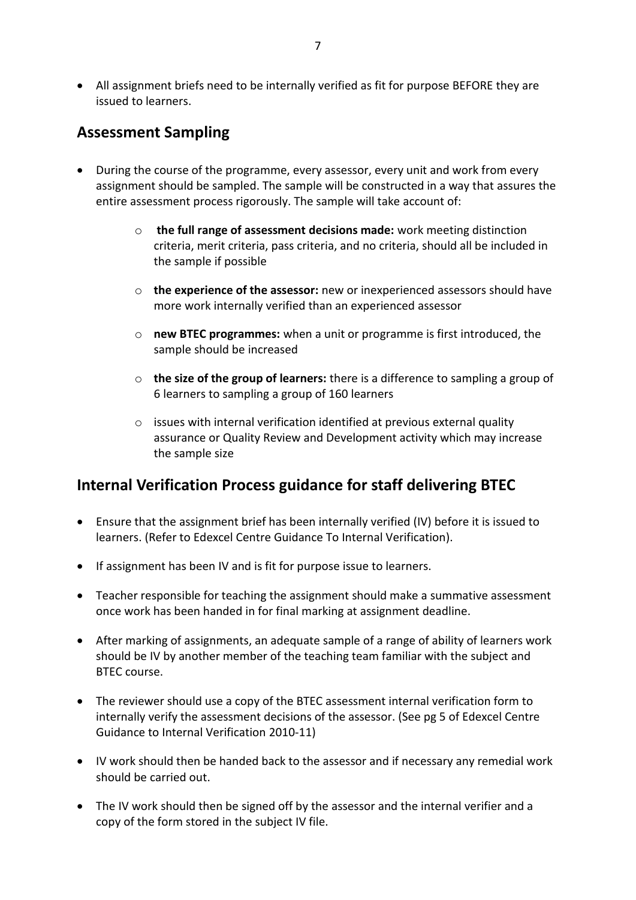- All assignment briefs need to be internally verified as fit for purpose BEFORE they are issued to learners.

## Assessment Sampling

- During the course of the programme, every assessor, every unit and work from every assignment should be sampled. The sample will be constructed in a way that assures the entire assessment process rigorously. The sample will take account of:
    - **the full range of assessment decisions made:** work meeting distinction criteria, merit criteria, pass criteria, and no criteria, should all be included in the sample if possible
    - **the experience of the assessor:** new or inexperienced assessors should have more work internally verified than an experienced assessor
    - **new BTEC programmes:** when a unit or programme is first introduced, the sample should be increased
    - **the size of the group of learners:** there is a difference to sampling a group of 6 learners to sampling a group of 160 learners
    - issues with internal verification identified at previous external quality assurance or Quality Review and Development activity which may increase the sample size

## Internal Verification Process guidance for staff delivering BTEC

- Ensure that the assignment brief has been internally verified (IV) before it is issued to learners. (Refer to Edexcel Centre Guidance To Internal Verification).
- If assignment has been IV and is fit for purpose issue to learners.
- Teacher responsible for teaching the assignment should make a summative assessment once work has been handed in for final marking at assignment deadline.
- After marking of assignments, an adequate sample of a range of ability of learners work should be IV by another member of the teaching team familiar with the subject and BTEC course.
- The reviewer should use a copy of the BTEC assessment internal verification form to internally verify the assessment decisions of the assessor. (See pg 5 of Edexcel Centre Guidance to Internal Verification 2010-11)
- IV work should then be handed back to the assessor and if necessary any remedial work should be carried out.
- The IV work should then be signed off by the assessor and the internal verifier and a copy of the form stored in the subject IV file.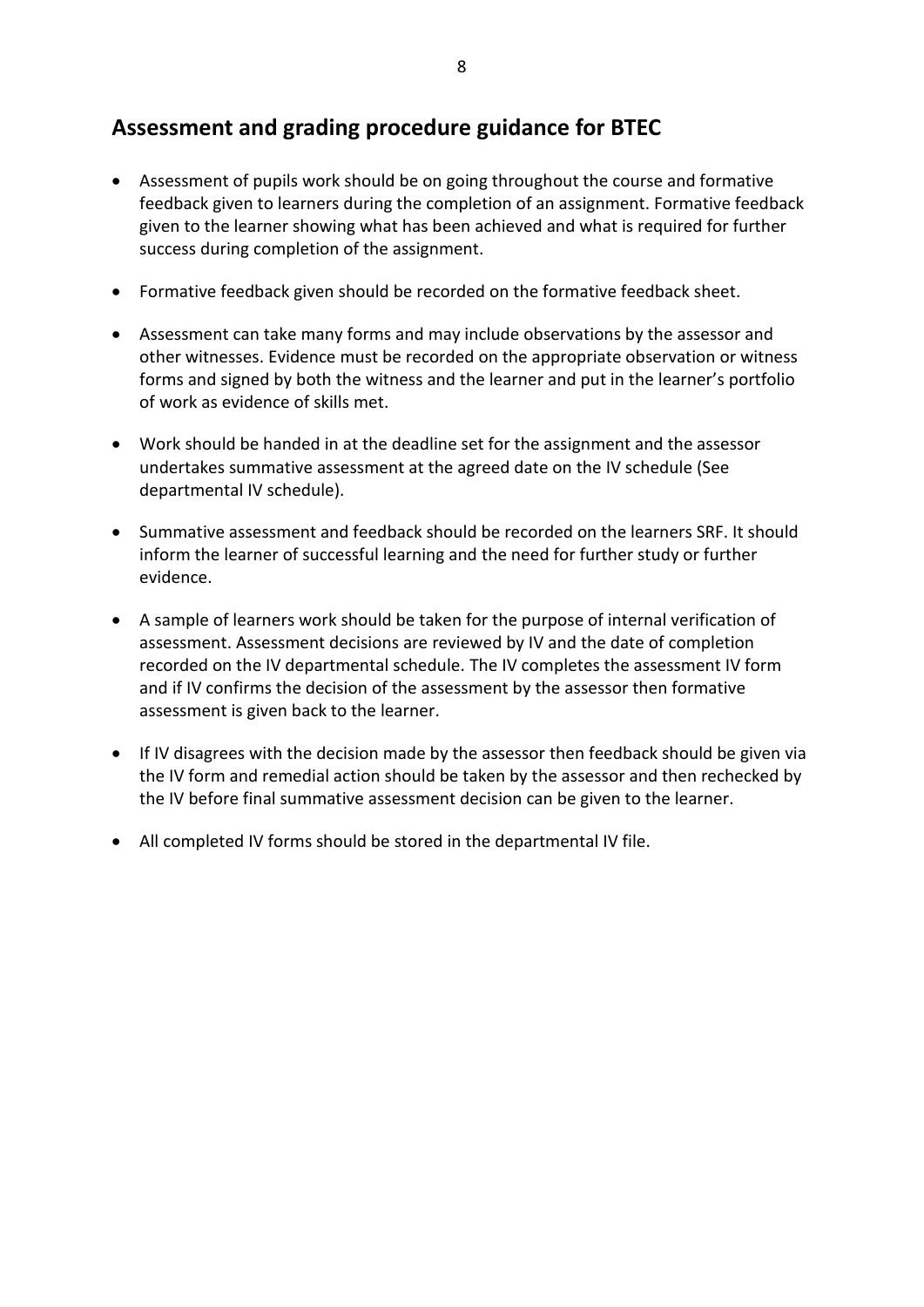## Assessment and grading procedure guidance for BTEC

- Assessment of pupils work should be on going throughout the course and formative feedback given to learners during the completion of an assignment. Formative feedback given to the learner showing what has been achieved and what is required for further success during completion of the assignment.
- Formative feedback given should be recorded on the formative feedback sheet.
- Assessment can take many forms and may include observations by the assessor and other witnesses. Evidence must be recorded on the appropriate observation or witness forms and signed by both the witness and the learner and put in the learner's portfolio of work as evidence of skills met.
- Work should be handed in at the deadline set for the assignment and the assessor undertakes summative assessment at the agreed date on the IV schedule (See departmental IV schedule).
- Summative assessment and feedback should be recorded on the learners SRF. It should inform the learner of successful learning and the need for further study or further evidence.
- A sample of learners work should be taken for the purpose of internal verification of assessment. Assessment decisions are reviewed by IV and the date of completion recorded on the IV departmental schedule. The IV completes the assessment IV form and if IV confirms the decision of the assessment by the assessor then formative assessment is given back to the learner.
- If IV disagrees with the decision made by the assessor then feedback should be given via the IV form and remedial action should be taken by the assessor and then rechecked by the IV before final summative assessment decision can be given to the learner.
- All completed IV forms should be stored in the departmental IV file.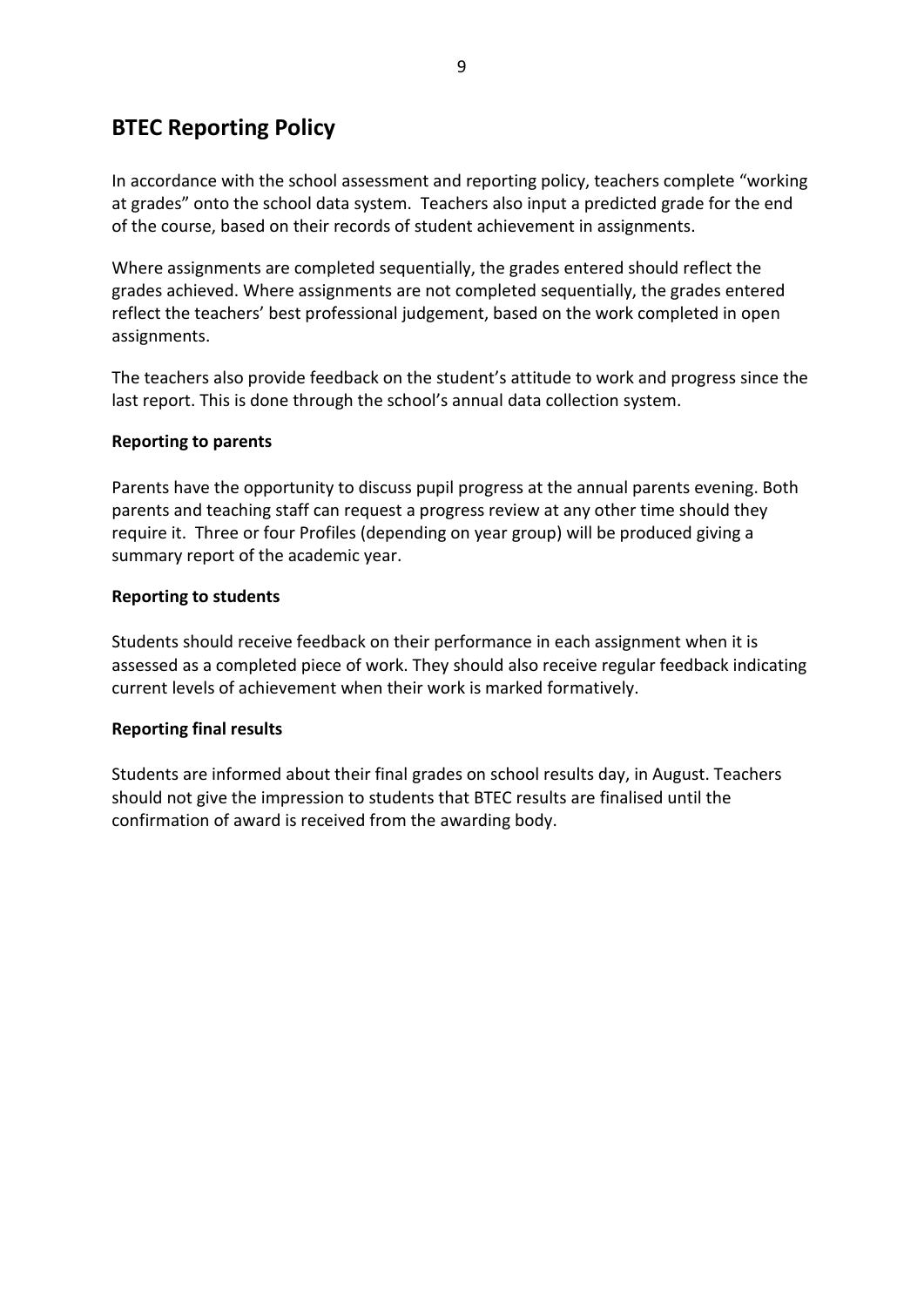## BTEC Reporting Policy

In accordance with the school assessment and reporting policy, teachers complete “working at grades” onto the school data system. Teachers also input a predicted grade for the end of the course, based on their records of student achievement in assignments.

Where assignments are completed sequentially, the grades entered should reflect the grades achieved. Where assignments are not completed sequentially, the grades entered reflect the teachers’ best professional judgement, based on the work completed in open assignments.

The teachers also provide feedback on the student’s attitude to work and progress since the last report. This is done through the school’s annual data collection system.

**Reporting to parents**

Parents have the opportunity to discuss pupil progress at the annual parents evening. Both parents and teaching staff can request a progress review at any other time should they require it. Three or four Profiles (depending on year group) will be produced giving a summary report of the academic year.

**Reporting to students**

Students should receive feedback on their performance in each assignment when it is assessed as a completed piece of work. They should also receive regular feedback indicating current levels of achievement when their work is marked formatively.

**Reporting final results**

Students are informed about their final grades on school results day, in August. Teachers should not give the impression to students that BTEC results are finalised until the confirmation of award is received from the awarding body.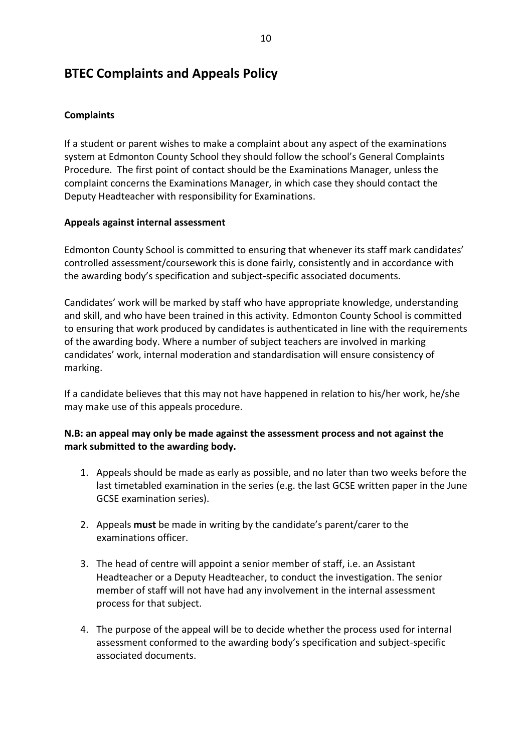# BTEC Complaints and Appeals Policy

**Complaints**

If a student or parent wishes to make a complaint about any aspect of the examinations system at Edmonton County School they should follow the school's General Complaints Procedure. The first point of contact should be the Examinations Manager, unless the complaint concerns the Examinations Manager, in which case they should contact the Deputy Headteacher with responsibility for Examinations.

**Appeals against internal assessment**

Edmonton County School is committed to ensuring that whenever its staff mark candidates' controlled assessment/coursework this is done fairly, consistently and in accordance with the awarding body's specification and subject-specific associated documents.

Candidates' work will be marked by staff who have appropriate knowledge, understanding and skill, and who have been trained in this activity. Edmonton County School is committed to ensuring that work produced by candidates is authenticated in line with the requirements of the awarding body. Where a number of subject teachers are involved in marking candidates' work, internal moderation and standardisation will ensure consistency of marking.

If a candidate believes that this may not have happened in relation to his/her work, he/she may make use of this appeals procedure.

**N.B: an appeal may only be made against the assessment process and not against the mark submitted to the awarding body.**

1. Appeals should be made as early as possible, and no later than two weeks before the last timetabled examination in the series (e.g. the last GCSE written paper in the June GCSE examination series).

2. Appeals **must** be made in writing by the candidate's parent/carer to the examinations officer.

3. The head of centre will appoint a senior member of staff, i.e. an Assistant Headteacher or a Deputy Headteacher, to conduct the investigation. The senior member of staff will not have had any involvement in the internal assessment process for that subject.

4. The purpose of the appeal will be to decide whether the process used for internal assessment conformed to the awarding body's specification and subject-specific associated documents.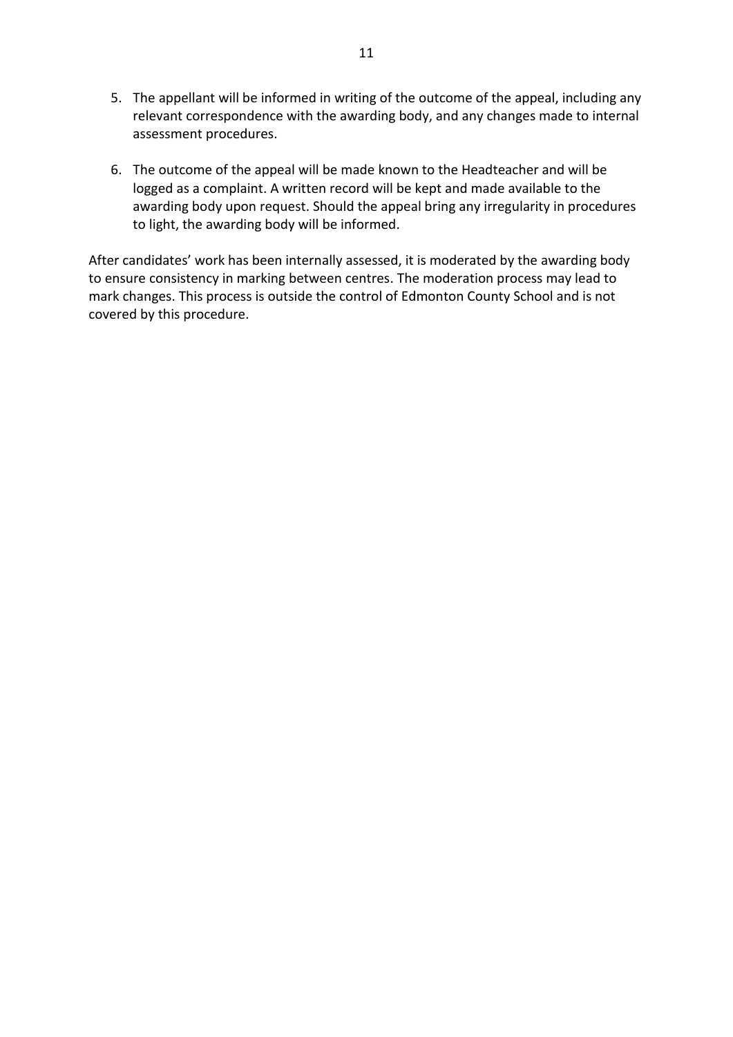5. The appellant will be informed in writing of the outcome of the appeal, including any relevant correspondence with the awarding body, and any changes made to internal assessment procedures.

6. The outcome of the appeal will be made known to the Headteacher and will be logged as a complaint. A written record will be kept and made available to the awarding body upon request. Should the appeal bring any irregularity in procedures to light, the awarding body will be informed.

After candidates' work has been internally assessed, it is moderated by the awarding body to ensure consistency in marking between centres. The moderation process may lead to mark changes. This process is outside the control of Edmonton County School and is not covered by this procedure.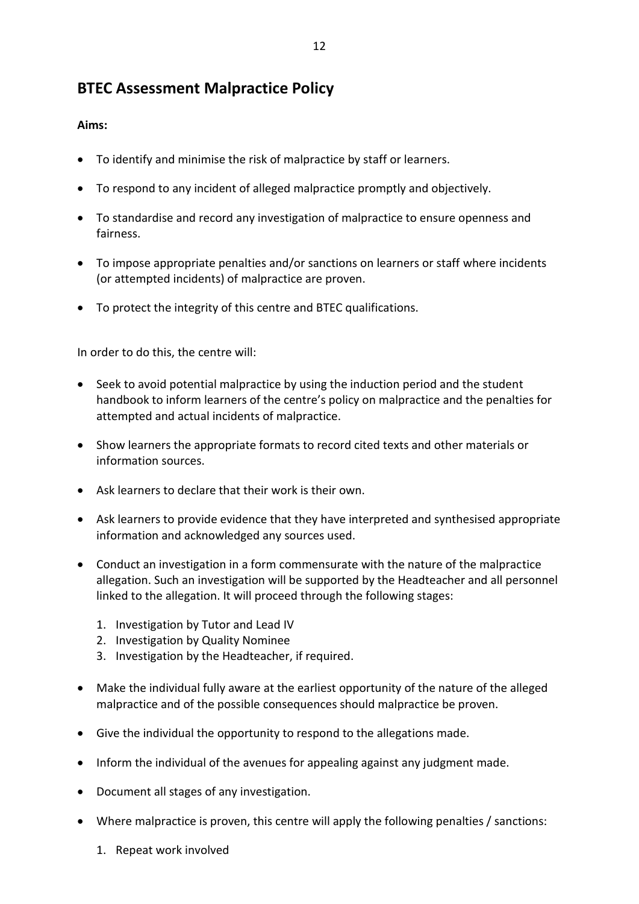## BTEC Assessment Malpractice Policy

**Aims:**

- To identify and minimise the risk of malpractice by staff or learners.
- To respond to any incident of alleged malpractice promptly and objectively.
- To standardise and record any investigation of malpractice to ensure openness and fairness.
- To impose appropriate penalties and/or sanctions on learners or staff where incidents (or attempted incidents) of malpractice are proven.
- To protect the integrity of this centre and BTEC qualifications.

In order to do this, the centre will:

- Seek to avoid potential malpractice by using the induction period and the student handbook to inform learners of the centre's policy on malpractice and the penalties for attempted and actual incidents of malpractice.
- Show learners the appropriate formats to record cited texts and other materials or information sources.
- Ask learners to declare that their work is their own.
- Ask learners to provide evidence that they have interpreted and synthesised appropriate information and acknowledged any sources used.
- Conduct an investigation in a form commensurate with the nature of the malpractice allegation. Such an investigation will be supported by the Headteacher and all personnel linked to the allegation. It will proceed through the following stages:
    1. Investigation by Tutor and Lead IV
    2. Investigation by Quality Nominee
    3. Investigation by the Headteacher, if required.
- Make the individual fully aware at the earliest opportunity of the nature of the alleged malpractice and of the possible consequences should malpractice be proven.
- Give the individual the opportunity to respond to the allegations made.
- Inform the individual of the avenues for appealing against any judgment made.
- Document all stages of any investigation.
- Where malpractice is proven, this centre will apply the following penalties / sanctions:
    1. Repeat work involved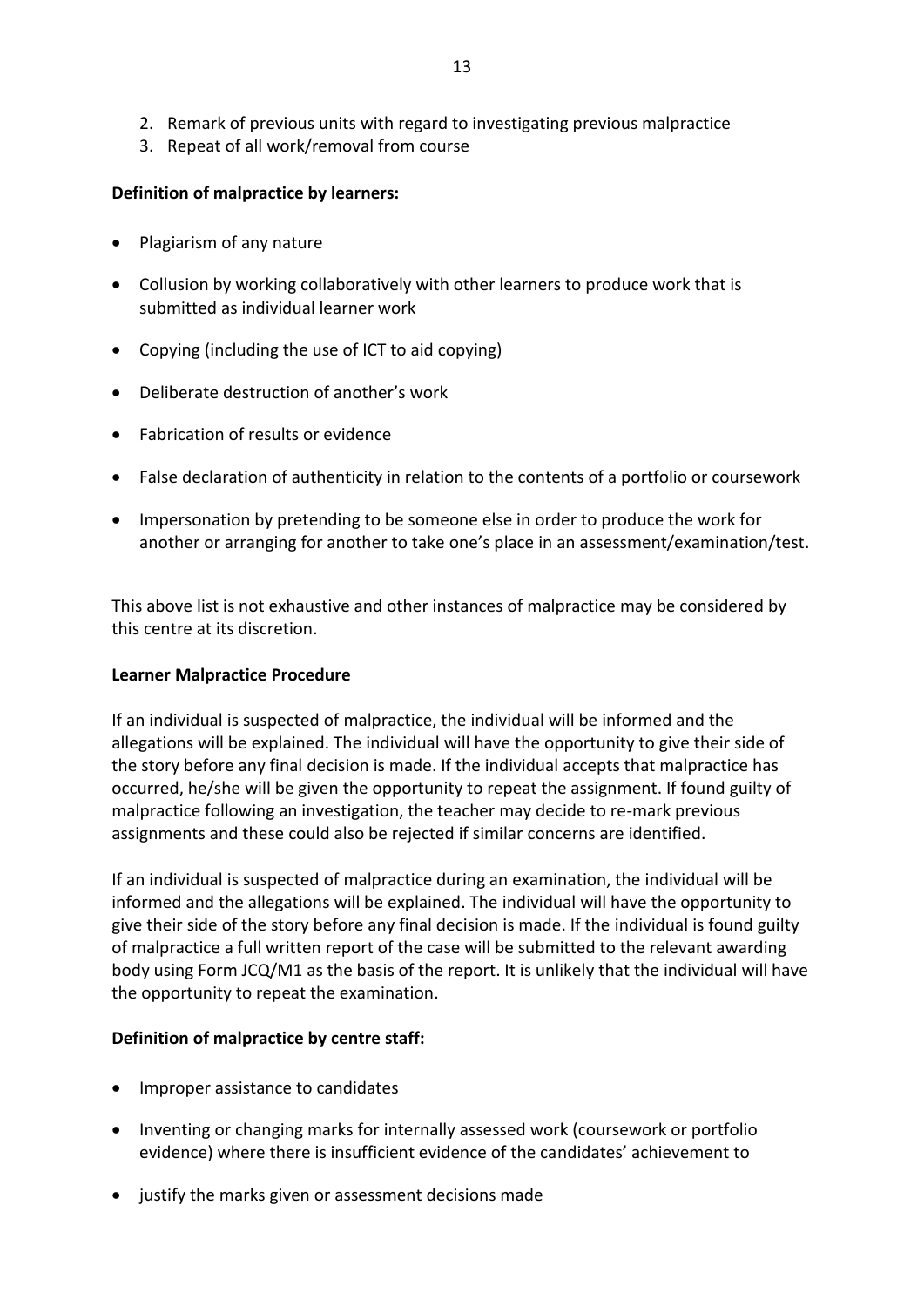2. Remark of previous units with regard to investigating previous malpractice
3. Repeat of all work/removal from course

**Definition of malpractice by learners:**

- Plagiarism of any nature
- Collusion by working collaboratively with other learners to produce work that is submitted as individual learner work
- Copying (including the use of ICT to aid copying)
- Deliberate destruction of another's work
- Fabrication of results or evidence
- False declaration of authenticity in relation to the contents of a portfolio or coursework
- Impersonation by pretending to be someone else in order to produce the work for another or arranging for another to take one's place in an assessment/examination/test.

This above list is not exhaustive and other instances of malpractice may be considered by this centre at its discretion.

**Learner Malpractice Procedure**

If an individual is suspected of malpractice, the individual will be informed and the allegations will be explained. The individual will have the opportunity to give their side of the story before any final decision is made. If the individual accepts that malpractice has occurred, he/she will be given the opportunity to repeat the assignment. If found guilty of malpractice following an investigation, the teacher may decide to re-mark previous assignments and these could also be rejected if similar concerns are identified.

If an individual is suspected of malpractice during an examination, the individual will be informed and the allegations will be explained. The individual will have the opportunity to give their side of the story before any final decision is made. If the individual is found guilty of malpractice a full written report of the case will be submitted to the relevant awarding body using Form JCQ/M1 as the basis of the report. It is unlikely that the individual will have the opportunity to repeat the examination.

**Definition of malpractice by centre staff:**

- Improper assistance to candidates
- Inventing or changing marks for internally assessed work (coursework or portfolio evidence) where there is insufficient evidence of the candidates' achievement to
- justify the marks given or assessment decisions made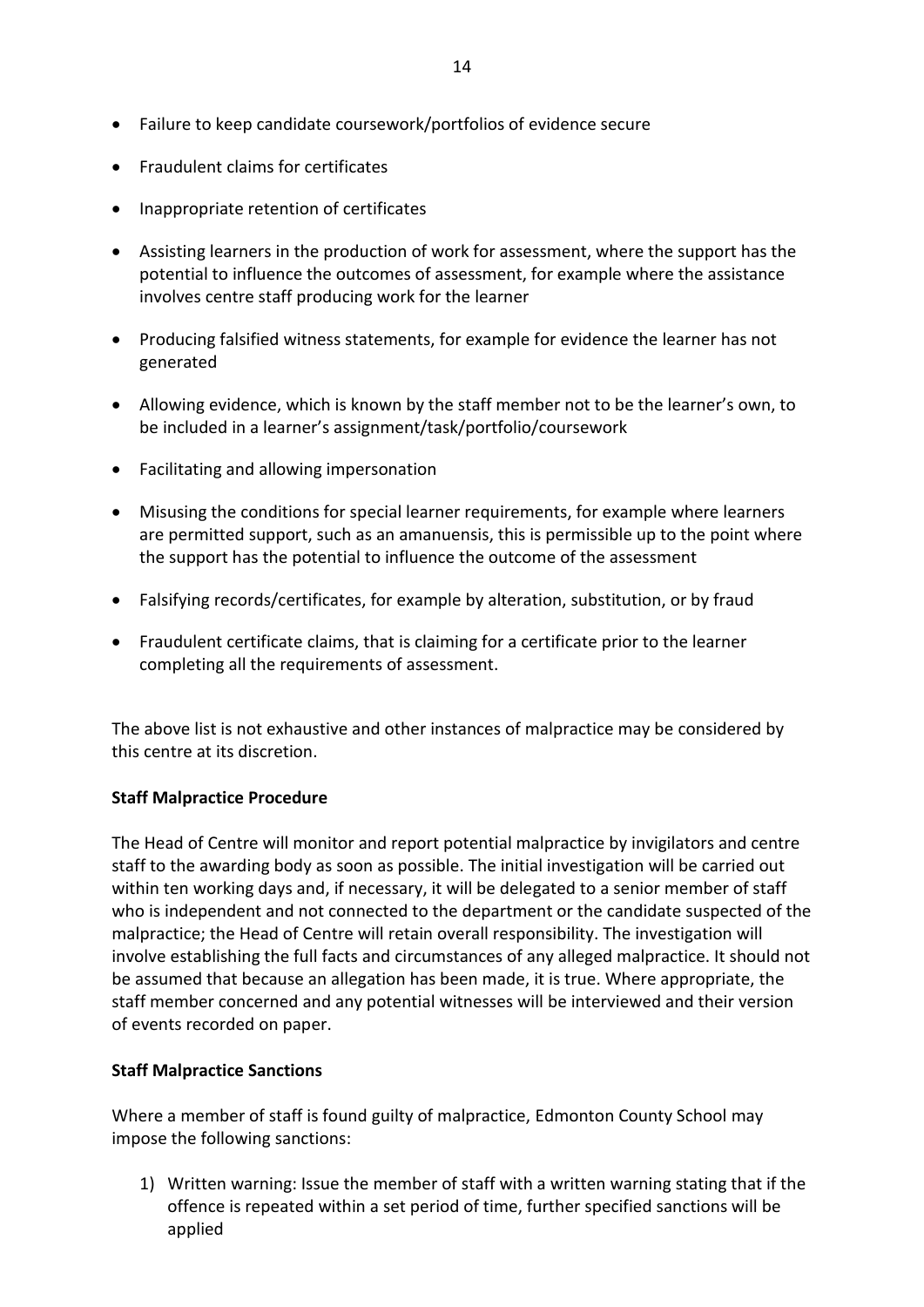- Failure to keep candidate coursework/portfolios of evidence secure
- Fraudulent claims for certificates
- Inappropriate retention of certificates
- Assisting learners in the production of work for assessment, where the support has the potential to influence the outcomes of assessment, for example where the assistance involves centre staff producing work for the learner
- Producing falsified witness statements, for example for evidence the learner has not generated
- Allowing evidence, which is known by the staff member not to be the learner's own, to be included in a learner's assignment/task/portfolio/coursework
- Facilitating and allowing impersonation
- Misusing the conditions for special learner requirements, for example where learners are permitted support, such as an amanuensis, this is permissible up to the point where the support has the potential to influence the outcome of the assessment
- Falsifying records/certificates, for example by alteration, substitution, or by fraud
- Fraudulent certificate claims, that is claiming for a certificate prior to the learner completing all the requirements of assessment.

The above list is not exhaustive and other instances of malpractice may be considered by this centre at its discretion.

**Staff Malpractice Procedure**

The Head of Centre will monitor and report potential malpractice by invigilators and centre staff to the awarding body as soon as possible. The initial investigation will be carried out within ten working days and, if necessary, it will be delegated to a senior member of staff who is independent and not connected to the department or the candidate suspected of the malpractice; the Head of Centre will retain overall responsibility. The investigation will involve establishing the full facts and circumstances of any alleged malpractice. It should not be assumed that because an allegation has been made, it is true. Where appropriate, the staff member concerned and any potential witnesses will be interviewed and their version of events recorded on paper.

**Staff Malpractice Sanctions**

Where a member of staff is found guilty of malpractice, Edmonton County School may impose the following sanctions:

1) Written warning: Issue the member of staff with a written warning stating that if the offence is repeated within a set period of time, further specified sanctions will be applied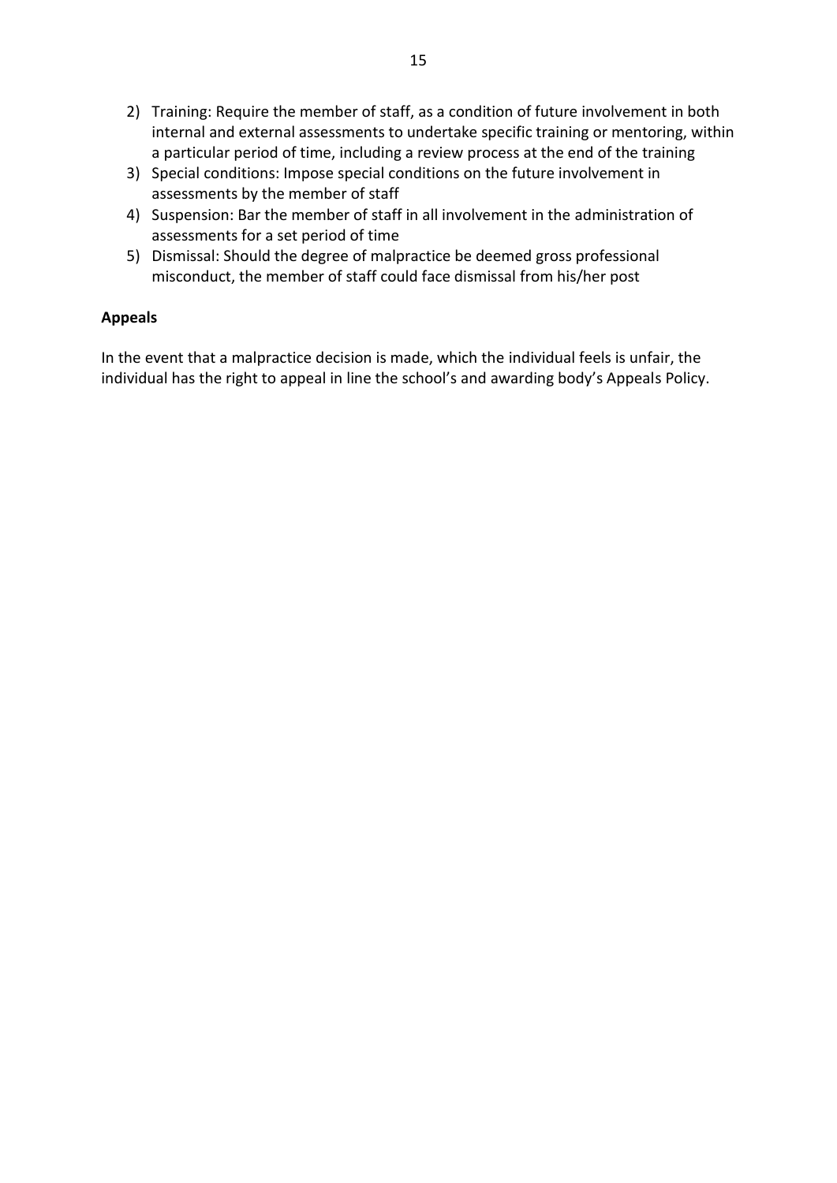2) Training: Require the member of staff, as a condition of future involvement in both internal and external assessments to undertake specific training or mentoring, within a particular period of time, including a review process at the end of the training
3) Special conditions: Impose special conditions on the future involvement in assessments by the member of staff
4) Suspension: Bar the member of staff in all involvement in the administration of assessments for a set period of time
5) Dismissal: Should the degree of malpractice be deemed gross professional misconduct, the member of staff could face dismissal from his/her post

**Appeals**

In the event that a malpractice decision is made, which the individual feels is unfair, the individual has the right to appeal in line the school's and awarding body's Appeals Policy.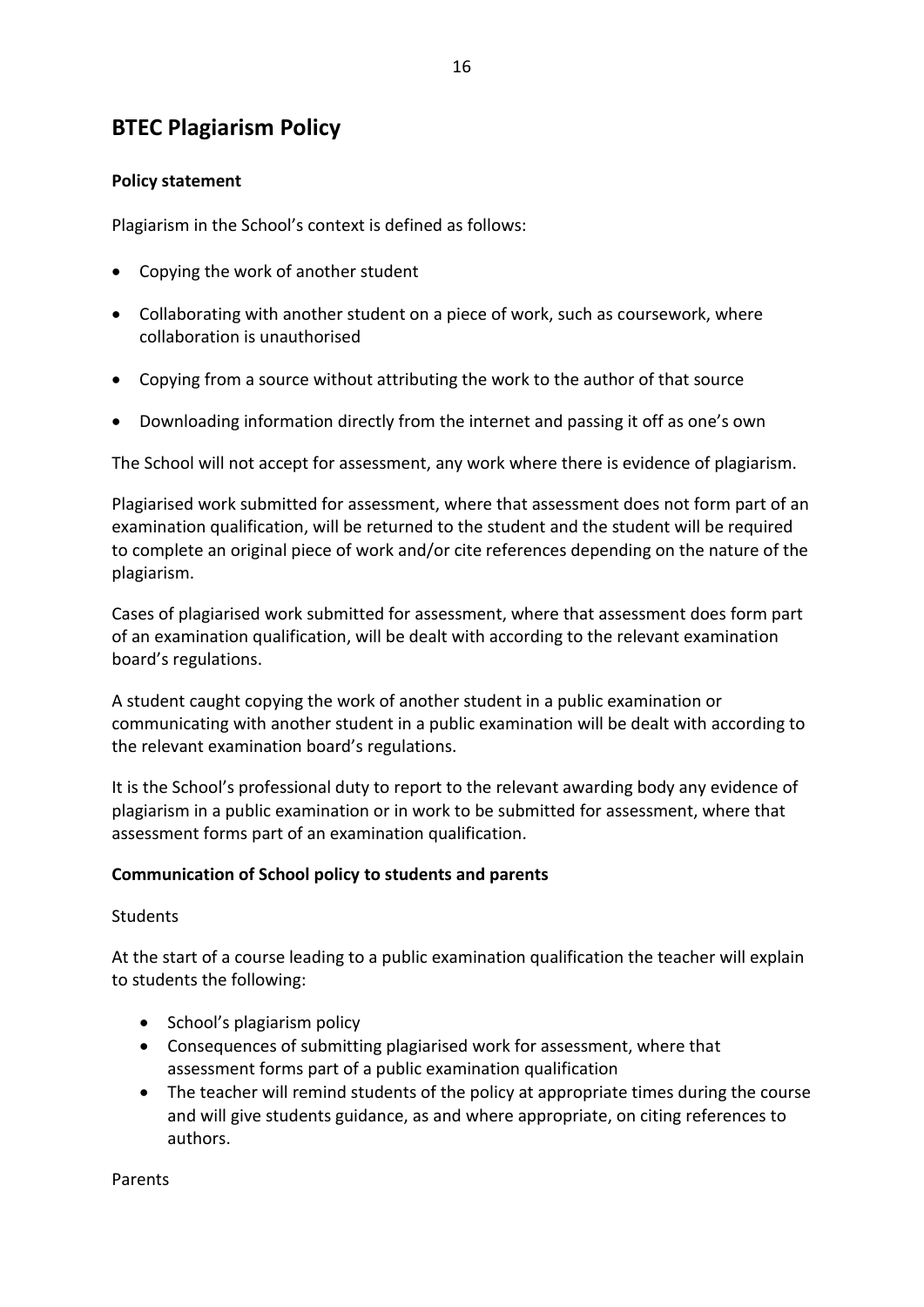# BTEC Plagiarism Policy

**Policy statement**

Plagiarism in the School's context is defined as follows:

- Copying the work of another student
- Collaborating with another student on a piece of work, such as coursework, where collaboration is unauthorised
- Copying from a source without attributing the work to the author of that source
- Downloading information directly from the internet and passing it off as one's own

The School will not accept for assessment, any work where there is evidence of plagiarism.

Plagiarised work submitted for assessment, where that assessment does not form part of an examination qualification, will be returned to the student and the student will be required to complete an original piece of work and/or cite references depending on the nature of the plagiarism.

Cases of plagiarised work submitted for assessment, where that assessment does form part of an examination qualification, will be dealt with according to the relevant examination board's regulations.

A student caught copying the work of another student in a public examination or communicating with another student in a public examination will be dealt with according to the relevant examination board's regulations.

It is the School's professional duty to report to the relevant awarding body any evidence of plagiarism in a public examination or in work to be submitted for assessment, where that assessment forms part of an examination qualification.

**Communication of School policy to students and parents**

Students

At the start of a course leading to a public examination qualification the teacher will explain to students the following:

- School's plagiarism policy
- Consequences of submitting plagiarised work for assessment, where that assessment forms part of a public examination qualification
- The teacher will remind students of the policy at appropriate times during the course and will give students guidance, as and where appropriate, on citing references to authors.

Parents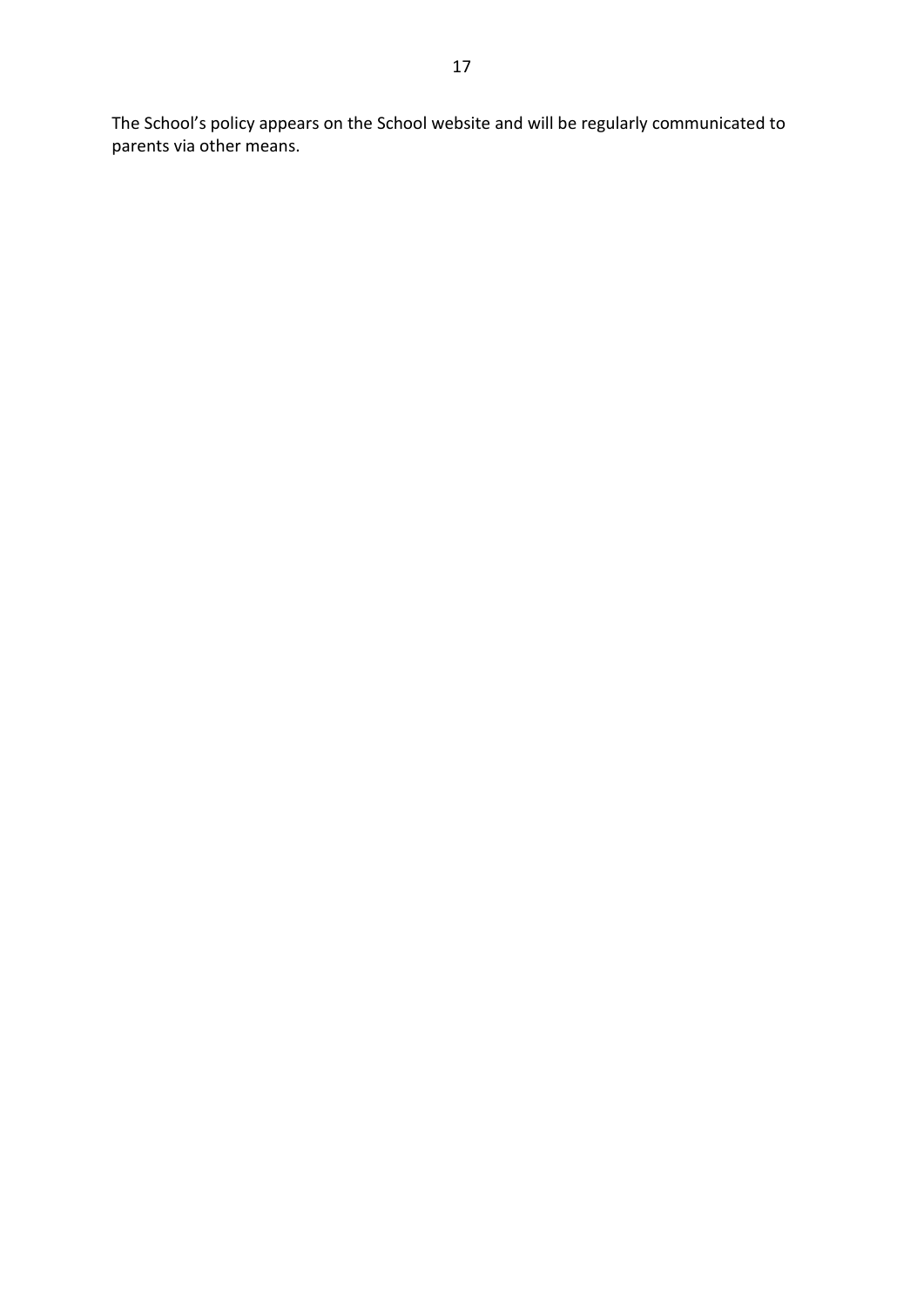The School's policy appears on the School website and will be regularly communicated to parents via other means.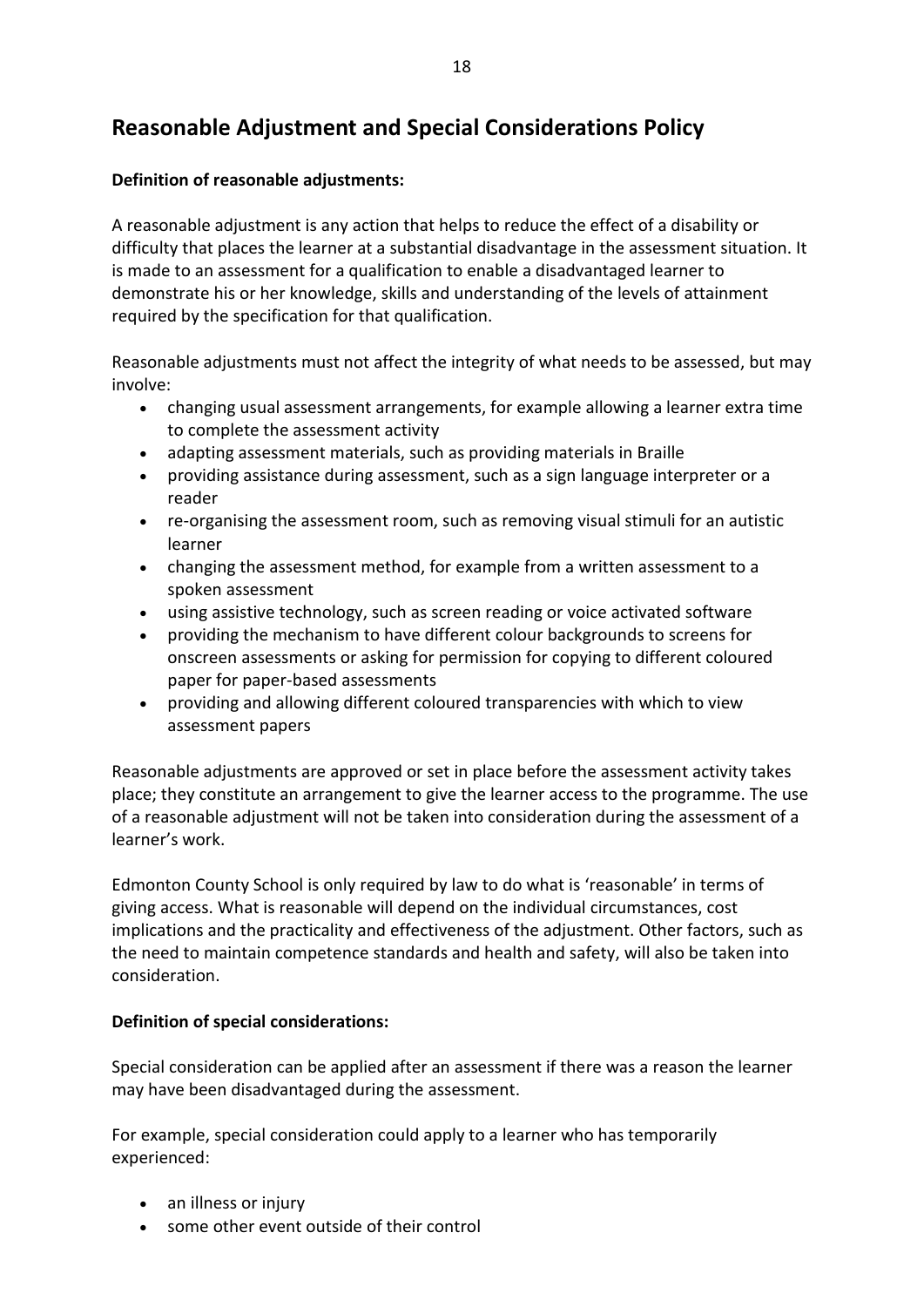## Reasonable Adjustment and Special Considerations Policy

**Definition of reasonable adjustments:**

A reasonable adjustment is any action that helps to reduce the effect of a disability or difficulty that places the learner at a substantial disadvantage in the assessment situation. It is made to an assessment for a qualification to enable a disadvantaged learner to demonstrate his or her knowledge, skills and understanding of the levels of attainment required by the specification for that qualification.

Reasonable adjustments must not affect the integrity of what needs to be assessed, but may involve:

- changing usual assessment arrangements, for example allowing a learner extra time to complete the assessment activity
- adapting assessment materials, such as providing materials in Braille
- providing assistance during assessment, such as a sign language interpreter or a reader
- re-organising the assessment room, such as removing visual stimuli for an autistic learner
- changing the assessment method, for example from a written assessment to a spoken assessment
- using assistive technology, such as screen reading or voice activated software
- providing the mechanism to have different colour backgrounds to screens for onscreen assessments or asking for permission for copying to different coloured paper for paper-based assessments
- providing and allowing different coloured transparencies with which to view assessment papers

Reasonable adjustments are approved or set in place before the assessment activity takes place; they constitute an arrangement to give the learner access to the programme. The use of a reasonable adjustment will not be taken into consideration during the assessment of a learner's work.

Edmonton County School is only required by law to do what is 'reasonable' in terms of giving access. What is reasonable will depend on the individual circumstances, cost implications and the practicality and effectiveness of the adjustment. Other factors, such as the need to maintain competence standards and health and safety, will also be taken into consideration.

**Definition of special considerations:**

Special consideration can be applied after an assessment if there was a reason the learner may have been disadvantaged during the assessment.

For example, special consideration could apply to a learner who has temporarily experienced:

- an illness or injury
- some other event outside of their control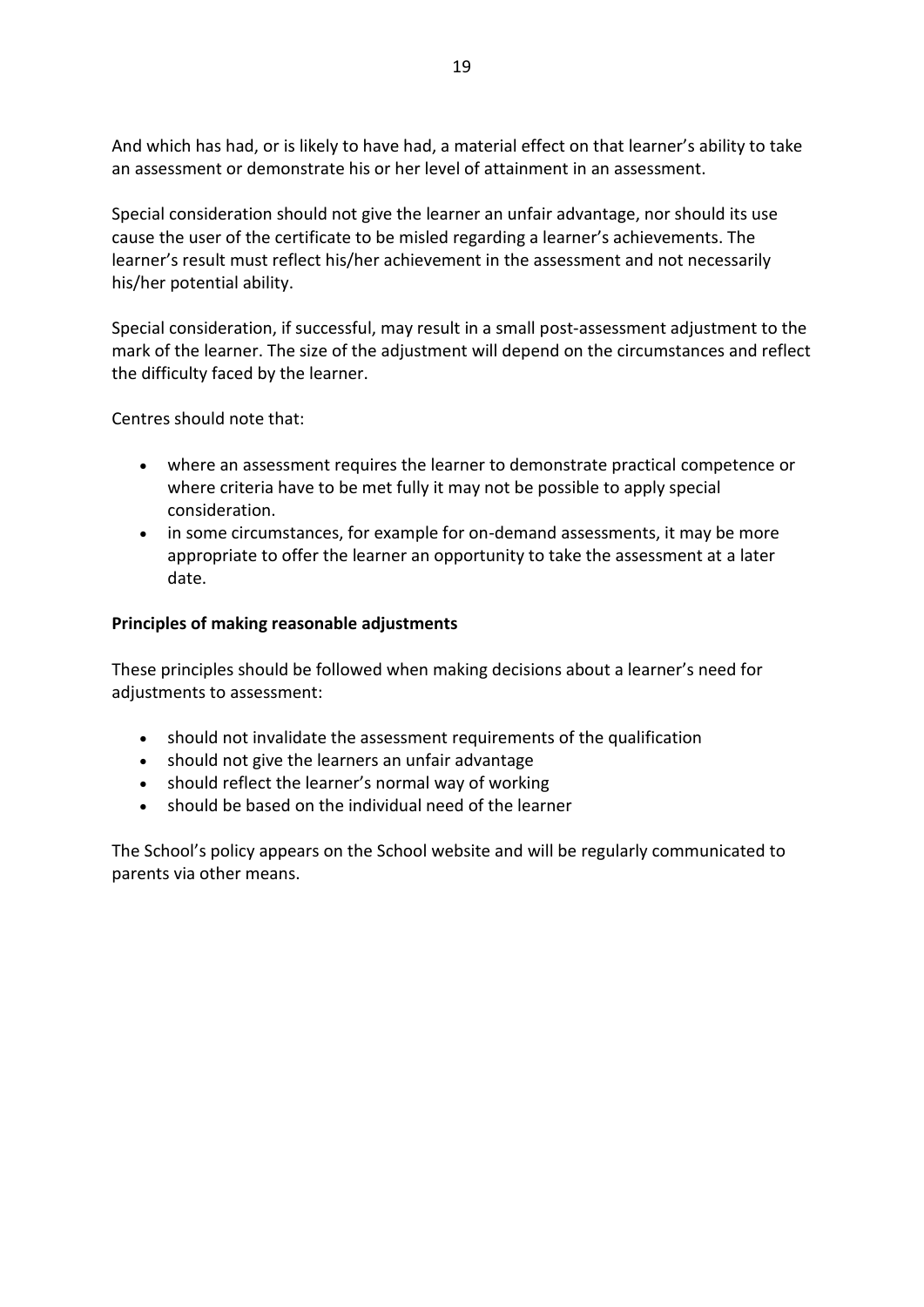And which has had, or is likely to have had, a material effect on that learner's ability to take an assessment or demonstrate his or her level of attainment in an assessment.

Special consideration should not give the learner an unfair advantage, nor should its use cause the user of the certificate to be misled regarding a learner's achievements. The learner's result must reflect his/her achievement in the assessment and not necessarily his/her potential ability.

Special consideration, if successful, may result in a small post-assessment adjustment to the mark of the learner. The size of the adjustment will depend on the circumstances and reflect the difficulty faced by the learner.

Centres should note that:

- where an assessment requires the learner to demonstrate practical competence or where criteria have to be met fully it may not be possible to apply special consideration.
- in some circumstances, for example for on-demand assessments, it may be more appropriate to offer the learner an opportunity to take the assessment at a later date.

**Principles of making reasonable adjustments**

These principles should be followed when making decisions about a learner's need for adjustments to assessment:

- should not invalidate the assessment requirements of the qualification
- should not give the learners an unfair advantage
- should reflect the learner's normal way of working
- should be based on the individual need of the learner

The School's policy appears on the School website and will be regularly communicated to parents via other means.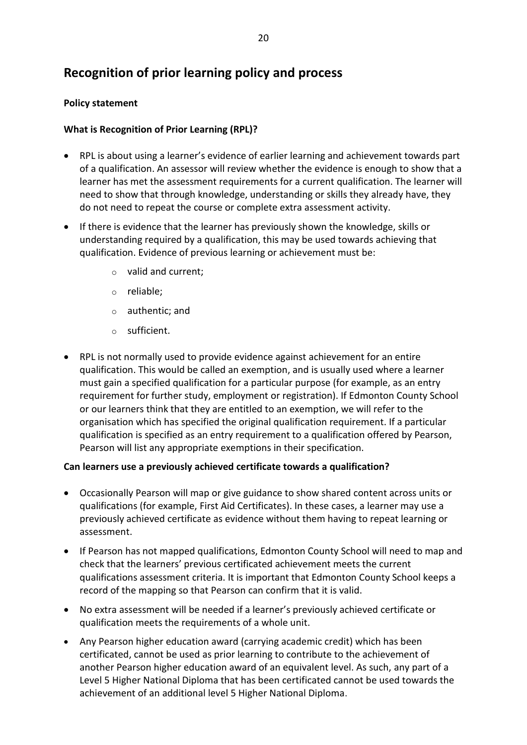## Recognition of prior learning policy and process

**Policy statement**

**What is Recognition of Prior Learning (RPL)?**

- RPL is about using a learner's evidence of earlier learning and achievement towards part of a qualification. An assessor will review whether the evidence is enough to show that a learner has met the assessment requirements for a current qualification. The learner will need to show that through knowledge, understanding or skills they already have, they do not need to repeat the course or complete extra assessment activity.
- If there is evidence that the learner has previously shown the knowledge, skills or understanding required by a qualification, this may be used towards achieving that qualification. Evidence of previous learning or achievement must be:
    - valid and current;
    - reliable;
    - authentic; and
    - sufficient.
- RPL is not normally used to provide evidence against achievement for an entire qualification. This would be called an exemption, and is usually used where a learner must gain a specified qualification for a particular purpose (for example, as an entry requirement for further study, employment or registration). If Edmonton County School or our learners think that they are entitled to an exemption, we will refer to the organisation which has specified the original qualification requirement. If a particular qualification is specified as an entry requirement to a qualification offered by Pearson, Pearson will list any appropriate exemptions in their specification.

**Can learners use a previously achieved certificate towards a qualification?**

- Occasionally Pearson will map or give guidance to show shared content across units or qualifications (for example, First Aid Certificates). In these cases, a learner may use a previously achieved certificate as evidence without them having to repeat learning or assessment.
- If Pearson has not mapped qualifications, Edmonton County School will need to map and check that the learners' previous certificated achievement meets the current qualifications assessment criteria. It is important that Edmonton County School keeps a record of the mapping so that Pearson can confirm that it is valid.
- No extra assessment will be needed if a learner's previously achieved certificate or qualification meets the requirements of a whole unit.
- Any Pearson higher education award (carrying academic credit) which has been certificated, cannot be used as prior learning to contribute to the achievement of another Pearson higher education award of an equivalent level. As such, any part of a Level 5 Higher National Diploma that has been certificated cannot be used towards the achievement of an additional level 5 Higher National Diploma.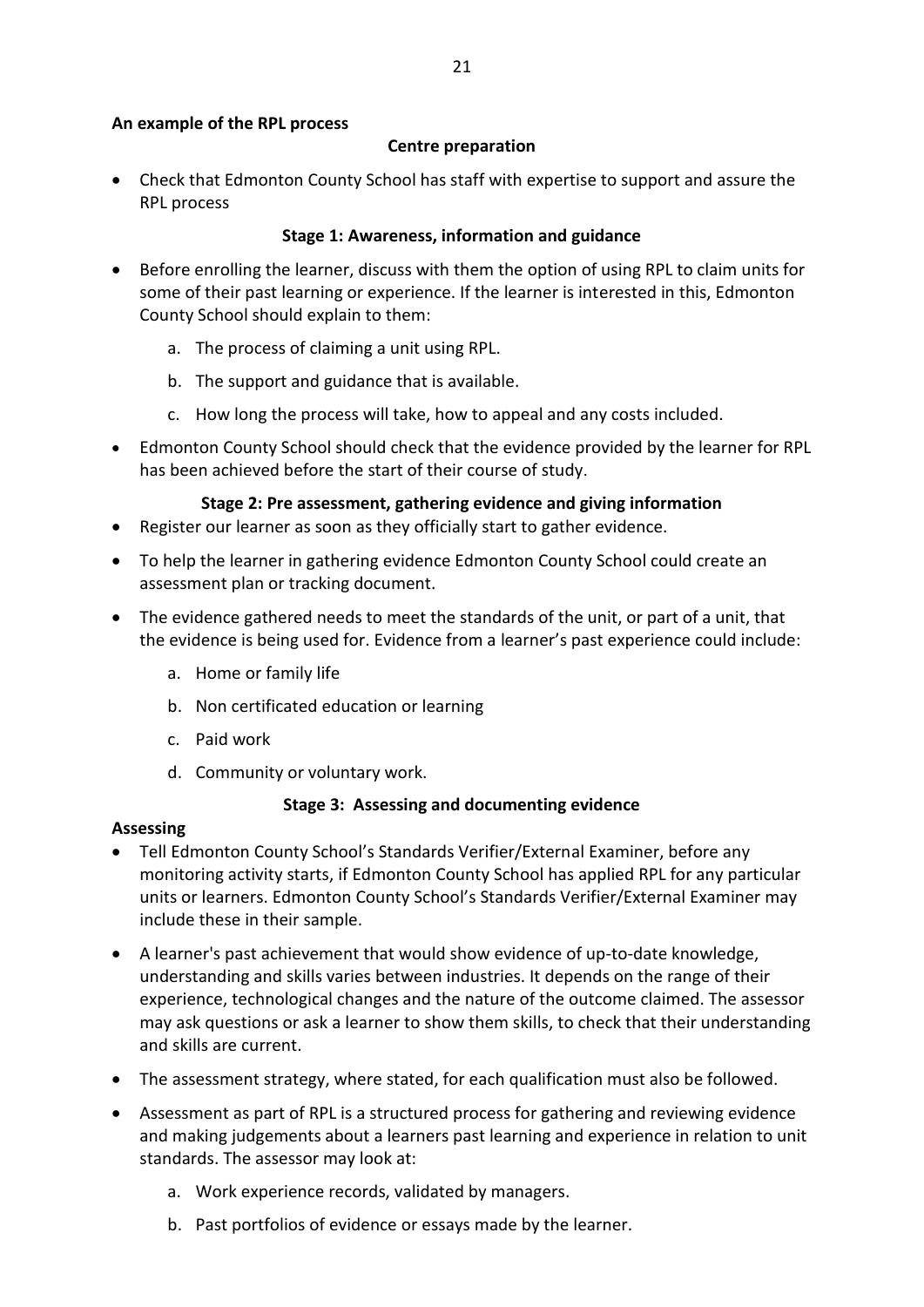**An example of the RPL process**

**Centre preparation**

- Check that Edmonton County School has staff with expertise to support and assure the RPL process

**Stage 1: Awareness, information and guidance**

- Before enrolling the learner, discuss with them the option of using RPL to claim units for some of their past learning or experience. If the learner is interested in this, Edmonton County School should explain to them:
    a. The process of claiming a unit using RPL.
    b. The support and guidance that is available.
    c. How long the process will take, how to appeal and any costs included.
- Edmonton County School should check that the evidence provided by the learner for RPL has been achieved before the start of their course of study.

**Stage 2: Pre assessment, gathering evidence and giving information**

- Register our learner as soon as they officially start to gather evidence.
- To help the learner in gathering evidence Edmonton County School could create an assessment plan or tracking document.
- The evidence gathered needs to meet the standards of the unit, or part of a unit, that the evidence is being used for. Evidence from a learner's past experience could include:
    a. Home or family life
    b. Non certificated education or learning
    c. Paid work
    d. Community or voluntary work.

**Stage 3: Assessing and documenting evidence**

**Assessing**

- Tell Edmonton County School's Standards Verifier/External Examiner, before any monitoring activity starts, if Edmonton County School has applied RPL for any particular units or learners. Edmonton County School's Standards Verifier/External Examiner may include these in their sample.
- A learner's past achievement that would show evidence of up-to-date knowledge, understanding and skills varies between industries. It depends on the range of their experience, technological changes and the nature of the outcome claimed. The assessor may ask questions or ask a learner to show them skills, to check that their understanding and skills are current.
- The assessment strategy, where stated, for each qualification must also be followed.
- Assessment as part of RPL is a structured process for gathering and reviewing evidence and making judgements about a learners past learning and experience in relation to unit standards. The assessor may look at:
    a. Work experience records, validated by managers.
    b. Past portfolios of evidence or essays made by the learner.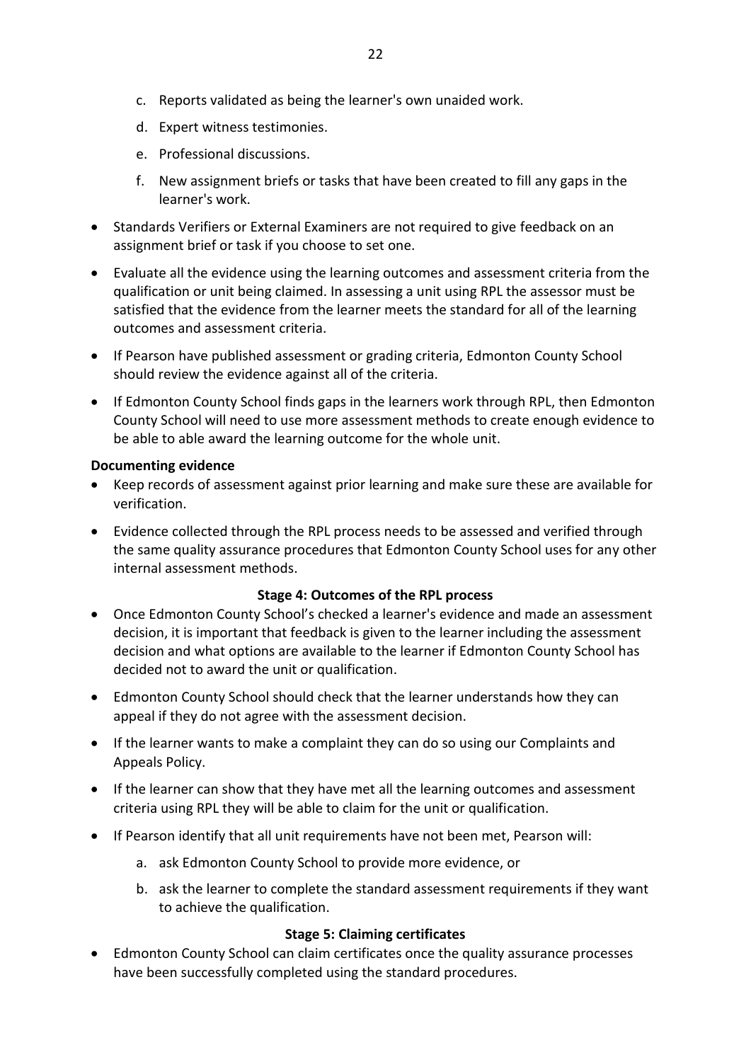c. Reports validated as being the learner's own unaided work.

d. Expert witness testimonies.

e. Professional discussions.

f. New assignment briefs or tasks that have been created to fill any gaps in the learner's work.

- Standards Verifiers or External Examiners are not required to give feedback on an assignment brief or task if you choose to set one.
- Evaluate all the evidence using the learning outcomes and assessment criteria from the qualification or unit being claimed. In assessing a unit using RPL the assessor must be satisfied that the evidence from the learner meets the standard for all of the learning outcomes and assessment criteria.
- If Pearson have published assessment or grading criteria, Edmonton County School should review the evidence against all of the criteria.
- If Edmonton County School finds gaps in the learners work through RPL, then Edmonton County School will need to use more assessment methods to create enough evidence to be able to able award the learning outcome for the whole unit.

**Documenting evidence**

- Keep records of assessment against prior learning and make sure these are available for verification.
- Evidence collected through the RPL process needs to be assessed and verified through the same quality assurance procedures that Edmonton County School uses for any other internal assessment methods.

**Stage 4: Outcomes of the RPL process**

- Once Edmonton County School's checked a learner's evidence and made an assessment decision, it is important that feedback is given to the learner including the assessment decision and what options are available to the learner if Edmonton County School has decided not to award the unit or qualification.
- Edmonton County School should check that the learner understands how they can appeal if they do not agree with the assessment decision.
- If the learner wants to make a complaint they can do so using our Complaints and Appeals Policy.
- If the learner can show that they have met all the learning outcomes and assessment criteria using RPL they will be able to claim for the unit or qualification.
- If Pearson identify that all unit requirements have not been met, Pearson will:

  a. ask Edmonton County School to provide more evidence, or

  b. ask the learner to complete the standard assessment requirements if they want to achieve the qualification.

**Stage 5: Claiming certificates**

- Edmonton County School can claim certificates once the quality assurance processes have been successfully completed using the standard procedures.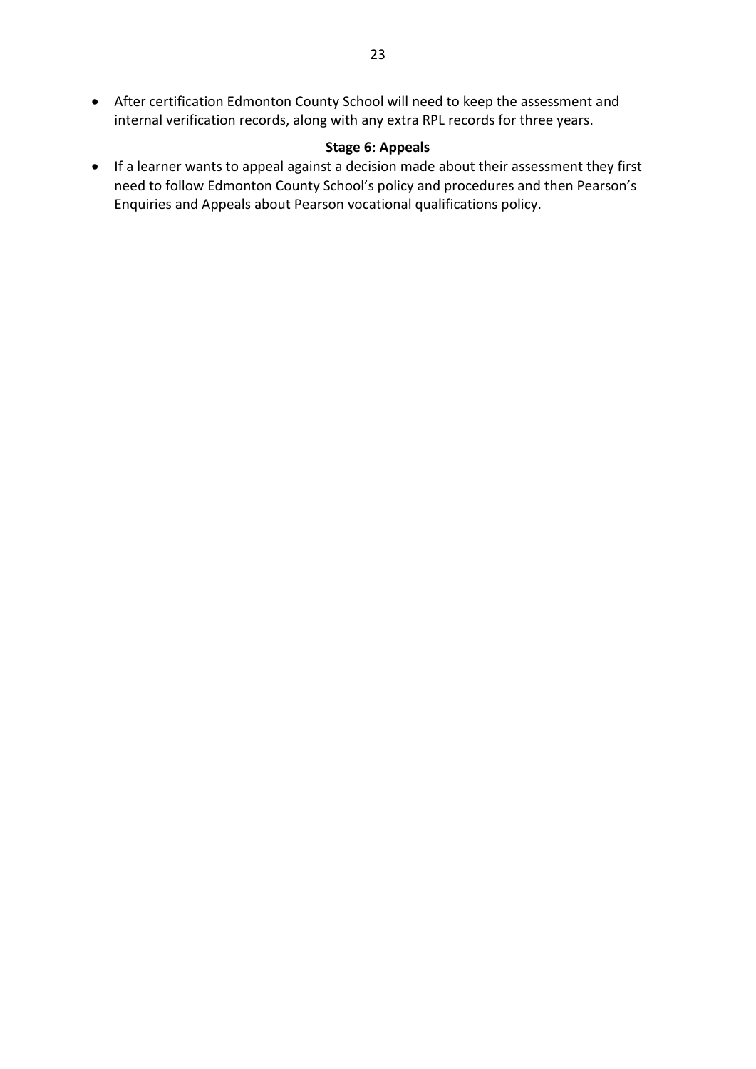- After certification Edmonton County School will need to keep the assessment and internal verification records, along with any extra RPL records for three years.

**Stage 6: Appeals**

- If a learner wants to appeal against a decision made about their assessment they first need to follow Edmonton County School's policy and procedures and then Pearson's Enquiries and Appeals about Pearson vocational qualifications policy.